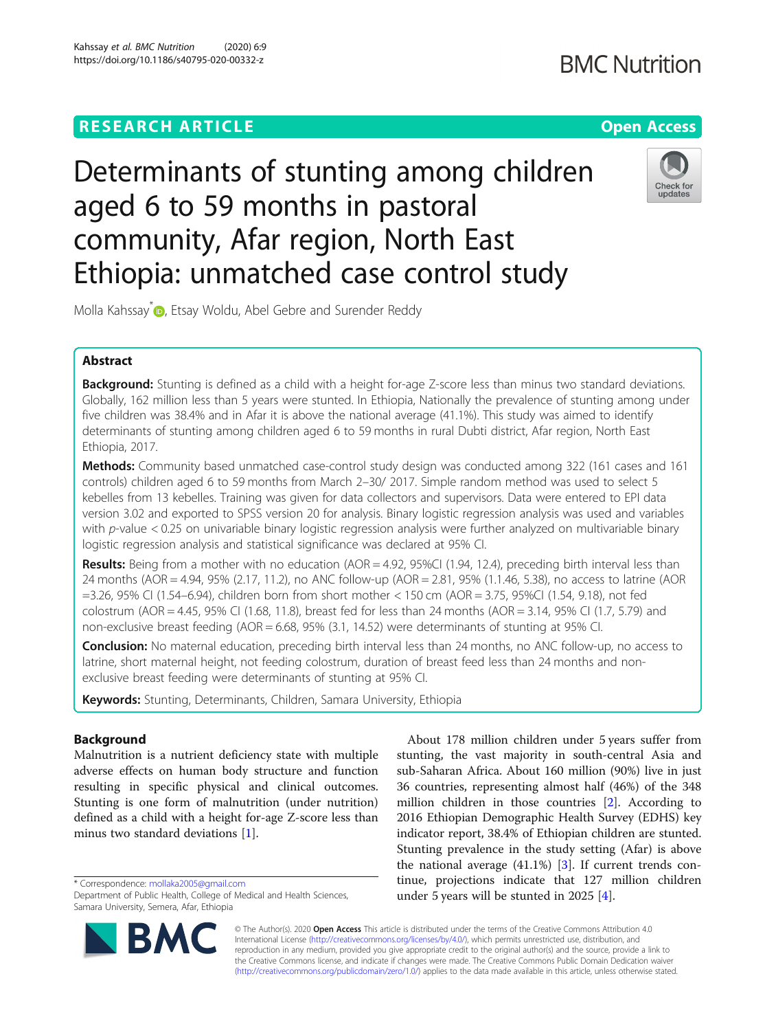RESEARCH ARTICLE

Open Access

# Determinants of stunting among children aged 6 to 59 months in pastoral community, Afar region, North East Ethiopia: unmatched case control study

Molla Kahssay*, Etsay Woldu, Abel Gebre and Surender Reddy

## Abstract

**Background:** Stunting is defined as a child with a height for-age Z-score less than minus two standard deviations. Globally, 162 million less than 5 years were stunted. In Ethiopia, Nationally the prevalence of stunting among under five children was 38.4% and in Afar it is above the national average (41.1%). This study was aimed to identify determinants of stunting among children aged 6 to 59 months in rural Dubti district, Afar region, North East Ethiopia, 2017.

**Methods:** Community based unmatched case-control study design was conducted among 322 (161 cases and 161 controls) children aged 6 to 59 months from March 2–30/ 2017. Simple random method was used to select 5 kebelles from 13 kebelles. Training was given for data collectors and supervisors. Data were entered to EPI data version 3.02 and exported to SPSS version 20 for analysis. Binary logistic regression analysis was used and variables with *p*-value < 0.25 on univariable binary logistic regression analysis were further analyzed on multivariable binary logistic regression analysis and statistical significance was declared at 95% CI.

**Results:** Being from a mother with no education (AOR = 4.92, 95%CI (1.94, 12.4), preceding birth interval less than 24 months (AOR = 4.94, 95% (2.17, 11.2), no ANC follow-up (AOR = 2.81, 95% (1.1.46, 5.38), no access to latrine (AOR =3.26, 95% CI (1.54–6.94), children born from short mother < 150 cm (AOR = 3.75, 95%CI (1.54, 9.18), not fed colostrum (AOR = 4.45, 95% CI (1.68, 11.8), breast fed for less than 24 months (AOR = 3.14, 95% CI (1.7, 5.79) and non-exclusive breast feeding (AOR = 6.68, 95% (3.1, 14.52) were determinants of stunting at 95% CI.

**Conclusion:** No maternal education, preceding birth interval less than 24 months, no ANC follow-up, no access to latrine, short maternal height, not feeding colostrum, duration of breast feed less than 24 months and non-exclusive breast feeding were determinants of stunting at 95% CI.

**Keywords:** Stunting, Determinants, Children, Samara University, Ethiopia

## Background

Malnutrition is a nutrient deficiency state with multiple adverse effects on human body structure and function resulting in specific physical and clinical outcomes. Stunting is one form of malnutrition (under nutrition) defined as a child with a height for-age Z-score less than minus two standard deviations [1].

About 178 million children under 5 years suffer from stunting, the vast majority in south-central Asia and sub-Saharan Africa. About 160 million (90%) live in just 36 countries, representing almost half (46%) of the 348 million children in those countries [2]. According to 2016 Ethiopian Demographic Health Survey (EDHS) key indicator report, 38.4% of Ethiopian children are stunted. Stunting prevalence in the study setting (Afar) is above the national average (41.1%) [3]. If current trends continue, projections indicate that 127 million children under 5 years will be stunted in 2025 [4].

* Correspondence: mollaka2005@gmail.com
Department of Public Health, College of Medical and Health Sciences, Samara University, Semera, Afar, Ethiopia

© The Author(s). 2020 **Open Access** This article is distributed under the terms of the Creative Commons Attribution 4.0 International License (http://creativecommons.org/licenses/by/4.0/), which permits unrestricted use, distribution, and reproduction in any medium, provided you give appropriate credit to the original author(s) and the source, provide a link to the Creative Commons license, and indicate if changes were made. The Creative Commons Public Domain Dedication waiver (http://creativecommons.org/publicdomain/zero/1.0/) applies to the data made available in this article, unless otherwise stated.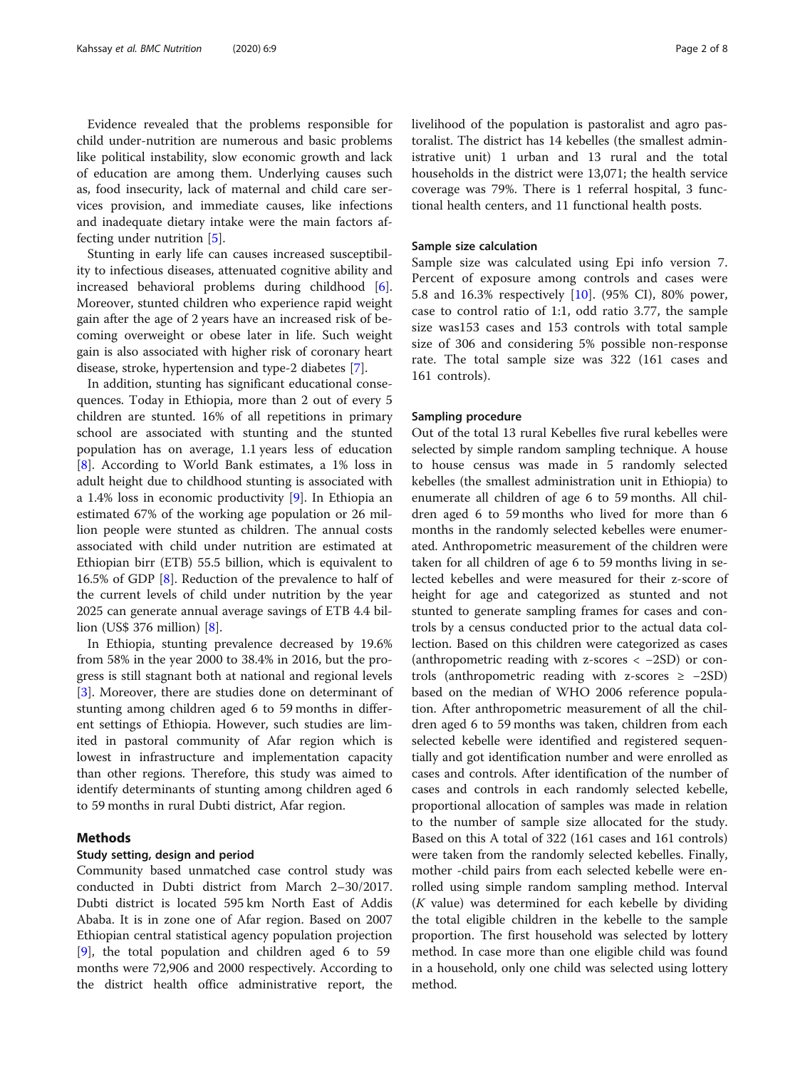Evidence revealed that the problems responsible for child under-nutrition are numerous and basic problems like political instability, slow economic growth and lack of education are among them. Underlying causes such as, food insecurity, lack of maternal and child care services provision, and immediate causes, like infections and inadequate dietary intake were the main factors affecting under nutrition [5].

Stunting in early life can causes increased susceptibility to infectious diseases, attenuated cognitive ability and increased behavioral problems during childhood [6]. Moreover, stunted children who experience rapid weight gain after the age of 2 years have an increased risk of becoming overweight or obese later in life. Such weight gain is also associated with higher risk of coronary heart disease, stroke, hypertension and type-2 diabetes [7].

In addition, stunting has significant educational consequences. Today in Ethiopia, more than 2 out of every 5 children are stunted. 16% of all repetitions in primary school are associated with stunting and the stunted population has on average, 1.1 years less of education [8]. According to World Bank estimates, a 1% loss in adult height due to childhood stunting is associated with a 1.4% loss in economic productivity [9]. In Ethiopia an estimated 67% of the working age population or 26 million people were stunted as children. The annual costs associated with child under nutrition are estimated at Ethiopian birr (ETB) 55.5 billion, which is equivalent to 16.5% of GDP [8]. Reduction of the prevalence to half of the current levels of child under nutrition by the year 2025 can generate annual average savings of ETB 4.4 billion (US$ 376 million) [8].

In Ethiopia, stunting prevalence decreased by 19.6% from 58% in the year 2000 to 38.4% in 2016, but the progress is still stagnant both at national and regional levels [3]. Moreover, there are studies done on determinant of stunting among children aged 6 to 59 months in different settings of Ethiopia. However, such studies are limited in pastoral community of Afar region which is lowest in infrastructure and implementation capacity than other regions. Therefore, this study was aimed to identify determinants of stunting among children aged 6 to 59 months in rural Dubti district, Afar region.

## Methods

### Study setting, design and period

Community based unmatched case control study was conducted in Dubti district from March 2–30/2017. Dubti district is located 595 km North East of Addis Ababa. It is in zone one of Afar region. Based on 2007 Ethiopian central statistical agency population projection [9], the total population and children aged 6 to 59 months were 72,906 and 2000 respectively. According to the district health office administrative report, the livelihood of the population is pastoralist and agro pastoralist. The district has 14 kebelles (the smallest administrative unit) 1 urban and 13 rural and the total households in the district were 13,071; the health service coverage was 79%. There is 1 referral hospital, 3 functional health centers, and 11 functional health posts.

### Sample size calculation

Sample size was calculated using Epi info version 7. Percent of exposure among controls and cases were 5.8 and 16.3% respectively [10]. (95% CI), 80% power, case to control ratio of 1:1, odd ratio 3.77, the sample size was153 cases and 153 controls with total sample size of 306 and considering 5% possible non-response rate. The total sample size was 322 (161 cases and 161 controls).

### Sampling procedure

Out of the total 13 rural Kebelles five rural kebelles were selected by simple random sampling technique. A house to house census was made in 5 randomly selected kebelles (the smallest administration unit in Ethiopia) to enumerate all children of age 6 to 59 months. All children aged 6 to 59 months who lived for more than 6 months in the randomly selected kebelles were enumerated. Anthropometric measurement of the children were taken for all children of age 6 to 59 months living in selected kebelles and were measured for their z-score of height for age and categorized as stunted and not stunted to generate sampling frames for cases and controls by a census conducted prior to the actual data collection. Based on this children were categorized as cases (anthropometric reading with z-scores < −2SD) or controls (anthropometric reading with z-scores ≥ −2SD) based on the median of WHO 2006 reference population. After anthropometric measurement of all the children aged 6 to 59 months was taken, children from each selected kebelle were identified and registered sequentially and got identification number and were enrolled as cases and controls. After identification of the number of cases and controls in each randomly selected kebelle, proportional allocation of samples was made in relation to the number of sample size allocated for the study. Based on this A total of 322 (161 cases and 161 controls) were taken from the randomly selected kebelles. Finally, mother -child pairs from each selected kebelle were enrolled using simple random sampling method. Interval ($K$ value) was determined for each kebelle by dividing the total eligible children in the kebelle to the sample proportion. The first household was selected by lottery method. In case more than one eligible child was found in a household, only one child was selected using lottery method.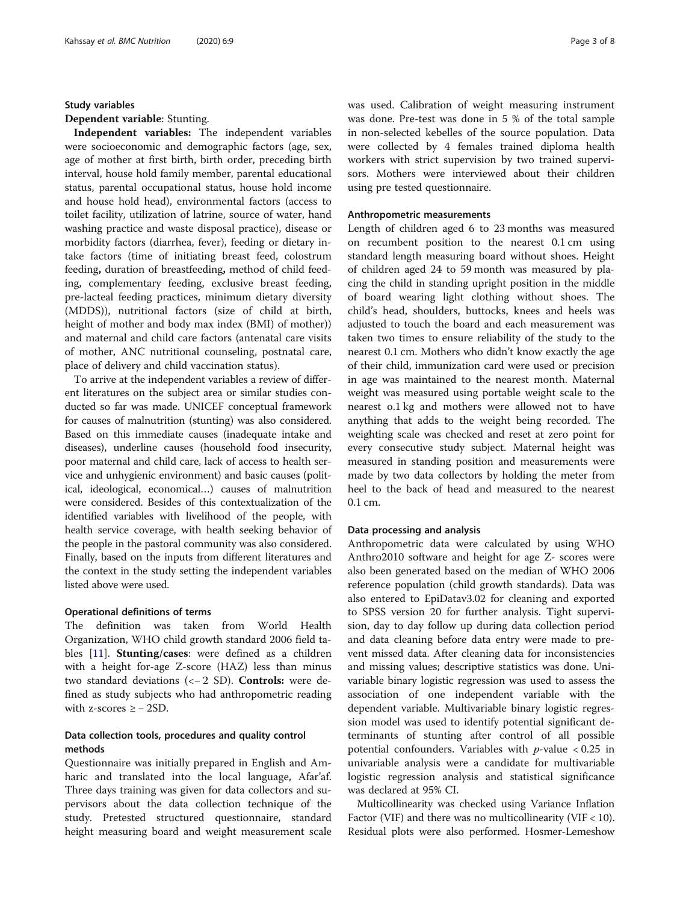### Study variables

**Dependent variable**: Stunting.

**Independent variables:** The independent variables were socioeconomic and demographic factors (age, sex, age of mother at first birth, birth order, preceding birth interval, house hold family member, parental educational status, parental occupational status, house hold income and house hold head), environmental factors (access to toilet facility, utilization of latrine, source of water, hand washing practice and waste disposal practice), disease or morbidity factors (diarrhea, fever), feeding or dietary intake factors (time of initiating breast feed, colostrum feeding, duration of breastfeeding, method of child feeding, complementary feeding, exclusive breast feeding, pre-lacteal feeding practices, minimum dietary diversity (MDDS)), nutritional factors (size of child at birth, height of mother and body max index (BMI) of mother)) and maternal and child care factors (antenatal care visits of mother, ANC nutritional counseling, postnatal care, place of delivery and child vaccination status).

To arrive at the independent variables a review of different literatures on the subject area or similar studies conducted so far was made. UNICEF conceptual framework for causes of malnutrition (stunting) was also considered. Based on this immediate causes (inadequate intake and diseases), underline causes (household food insecurity, poor maternal and child care, lack of access to health service and unhygienic environment) and basic causes (political, ideological, economical…) causes of malnutrition were considered. Besides of this contextualization of the identified variables with livelihood of the people, with health service coverage, with health seeking behavior of the people in the pastoral community was also considered. Finally, based on the inputs from different literatures and the context in the study setting the independent variables listed above were used.

### Operational definitions of terms

The definition was taken from World Health Organization, WHO child growth standard 2006 field tables [11]. **Stunting/cases**: were defined as a children with a height for-age Z-score (HAZ) less than minus two standard deviations ($<-2$ SD). **Controls:** were defined as study subjects who had anthropometric reading with z-scores $\geq -2$SD.

### Data collection tools, procedures and quality control methods

Questionnaire was initially prepared in English and Amharic and translated into the local language, Afar'af. Three days training was given for data collectors and supervisors about the data collection technique of the study. Pretested structured questionnaire, standard height measuring board and weight measurement scale was used. Calibration of weight measuring instrument was done. Pre-test was done in 5 % of the total sample in non-selected kebelles of the source population. Data were collected by 4 females trained diploma health workers with strict supervision by two trained supervisors. Mothers were interviewed about their children using pre tested questionnaire.

### Anthropometric measurements

Length of children aged 6 to 23 months was measured on recumbent position to the nearest 0.1 cm using standard length measuring board without shoes. Height of children aged 24 to 59 month was measured by placing the child in standing upright position in the middle of board wearing light clothing without shoes. The child's head, shoulders, buttocks, knees and heels was adjusted to touch the board and each measurement was taken two times to ensure reliability of the study to the nearest 0.1 cm. Mothers who didn't know exactly the age of their child, immunization card were used or precision in age was maintained to the nearest month. Maternal weight was measured using portable weight scale to the nearest o.1 kg and mothers were allowed not to have anything that adds to the weight being recorded. The weighting scale was checked and reset at zero point for every consecutive study subject. Maternal height was measured in standing position and measurements were made by two data collectors by holding the meter from heel to the back of head and measured to the nearest 0.1 cm.

### Data processing and analysis

Anthropometric data were calculated by using WHO Anthro2010 software and height for age Z- scores were also been generated based on the median of WHO 2006 reference population (child growth standards). Data was also entered to EpiDatav3.02 for cleaning and exported to SPSS version 20 for further analysis. Tight supervision, day to day follow up during data collection period and data cleaning before data entry were made to prevent missed data. After cleaning data for inconsistencies and missing values; descriptive statistics was done. Univariable binary logistic regression was used to assess the association of one independent variable with the dependent variable. Multivariable binary logistic regression model was used to identify potential significant determinants of stunting after control of all possible potential confounders. Variables with $p$-value $< 0.25$ in univariable analysis were a candidate for multivariable logistic regression analysis and statistical significance was declared at 95% CI.

Multicollinearity was checked using Variance Inflation Factor (VIF) and there was no multicollinearity (VIF $< 10$). Residual plots were also performed. Hosmer-Lemeshow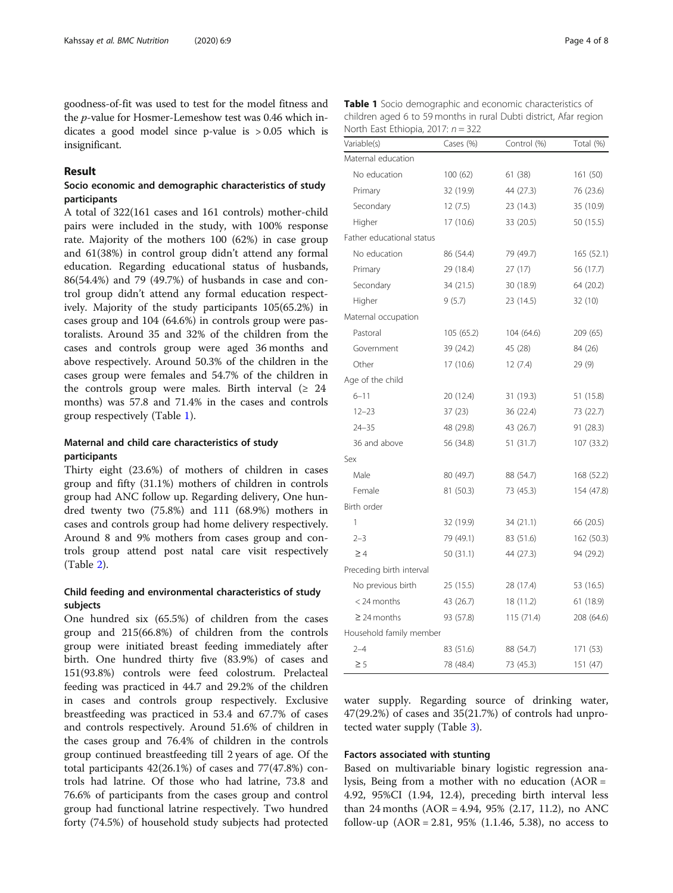goodness-of-fit was used to test for the model fitness and the *p*-value for Hosmer-Lemeshow test was 0.46 which indicates a good model since p-value is > 0.05 which is insignificant.

## Result

### Socio economic and demographic characteristics of study participants

A total of 322(161 cases and 161 controls) mother-child pairs were included in the study, with 100% response rate. Majority of the mothers 100 (62%) in case group and 61(38%) in control group didn't attend any formal education. Regarding educational status of husbands, 86(54.4%) and 79 (49.7%) of husbands in case and control group didn't attend any formal education respectively. Majority of the study participants 105(65.2%) in cases group and 104 (64.6%) in controls group were pastoralists. Around 35 and 32% of the children from the cases and controls group were aged 36 months and above respectively. Around 50.3% of the children in the cases group were females and 54.7% of the children in the controls group were males. Birth interval (≥ 24 months) was 57.8 and 71.4% in the cases and controls group respectively (Table 1).

### Maternal and child care characteristics of study participants

Thirty eight (23.6%) of mothers of children in cases group and fifty (31.1%) mothers of children in controls group had ANC follow up. Regarding delivery, One hundred twenty two (75.8%) and 111 (68.9%) mothers in cases and controls group had home delivery respectively. Around 8 and 9% mothers from cases group and controls group attend post natal care visit respectively (Table 2).

### Child feeding and environmental characteristics of study subjects

One hundred six (65.5%) of children from the cases group and 215(66.8%) of children from the controls group were initiated breast feeding immediately after birth. One hundred thirty five (83.9%) of cases and 151(93.8%) controls were feed colostrum. Prelacteal feeding was practiced in 44.7 and 29.2% of the children in cases and controls group respectively. Exclusive breastfeeding was practiced in 53.4 and 67.7% of cases and controls respectively. Around 51.6% of children in the cases group and 76.4% of children in the controls group continued breastfeeding till 2 years of age. Of the total participants 42(26.1%) of cases and 77(47.8%) controls had latrine. Of those who had latrine, 73.8 and 76.6% of participants from the cases group and control group had functional latrine respectively. Two hundred forty (74.5%) of household study subjects had protected water supply. Regarding source of drinking water, 47(29.2%) of cases and 35(21.7%) of controls had unprotected water supply (Table 3).

**Table 1** Socio demographic and economic characteristics of children aged 6 to 59 months in rural Dubti district, Afar region North East Ethiopia, 2017: $n = 322$

| Variable(s) | Cases (%) | Control (%) | Total (%) |
|---|---|---|---|
| Maternal education | | | |
| No education | 100 (62) | 61 (38) | 161 (50) |
| Primary | 32 (19.9) | 44 (27.3) | 76 (23.6) |
| Secondary | 12 (7.5) | 23 (14.3) | 35 (10.9) |
| Higher | 17 (10.6) | 33 (20.5) | 50 (15.5) |
| Father educational status | | | |
| No education | 86 (54.4) | 79 (49.7) | 165 (52.1) |
| Primary | 29 (18.4) | 27 (17) | 56 (17.7) |
| Secondary | 34 (21.5) | 30 (18.9) | 64 (20.2) |
| Higher | 9 (5.7) | 23 (14.5) | 32 (10) |
| Maternal occupation | | | |
| Pastoral | 105 (65.2) | 104 (64.6) | 209 (65) |
| Government | 39 (24.2) | 45 (28) | 84 (26) |
| Other | 17 (10.6) | 12 (7.4) | 29 (9) |
| Age of the child | | | |
| 6–11 | 20 (12.4) | 31 (19.3) | 51 (15.8) |
| 12–23 | 37 (23) | 36 (22.4) | 73 (22.7) |
| 24–35 | 48 (29.8) | 43 (26.7) | 91 (28.3) |
| 36 and above | 56 (34.8) | 51 (31.7) | 107 (33.2) |
| Sex | | | |
| Male | 80 (49.7) | 88 (54.7) | 168 (52.2) |
| Female | 81 (50.3) | 73 (45.3) | 154 (47.8) |
| Birth order | | | |
| 1 | 32 (19.9) | 34 (21.1) | 66 (20.5) |
| 2–3 | 79 (49.1) | 83 (51.6) | 162 (50.3) |
| ≥ 4 | 50 (31.1) | 44 (27.3) | 94 (29.2) |
| Preceding birth interval | | | |
| No previous birth | 25 (15.5) | 28 (17.4) | 53 (16.5) |
| < 24 months | 43 (26.7) | 18 (11.2) | 61 (18.9) |
| ≥ 24 months | 93 (57.8) | 115 (71.4) | 208 (64.6) |
| Household family member | | | |
| 2–4 | 83 (51.6) | 88 (54.7) | 171 (53) |
| ≥ 5 | 78 (48.4) | 73 (45.3) | 151 (47) |

### Factors associated with stunting

Based on multivariable binary logistic regression analysis, Being from a mother with no education (AOR = 4.92, 95%CI (1.94, 12.4), preceding birth interval less than 24 months (AOR = 4.94, 95% (2.17, 11.2), no ANC follow-up (AOR = 2.81, 95% (1.1.46, 5.38), no access to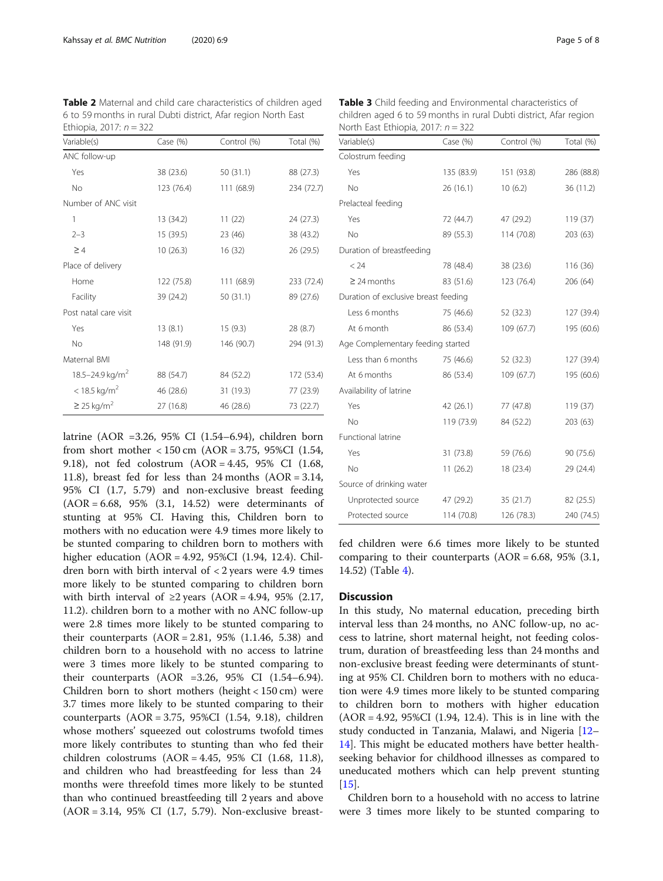**Table 2** Maternal and child care characteristics of children aged 6 to 59 months in rural Dubti district, Afar region North East Ethiopia, 2017: $n = 322$

| Variable(s) | Case (%) | Control (%) | Total (%) |
|---|---|---|---|
| ANC follow-up | | | |
| Yes | 38 (23.6) | 50 (31.1) | 88 (27.3) |
| No | 123 (76.4) | 111 (68.9) | 234 (72.7) |
| Number of ANC visit | | | |
| 1 | 13 (34.2) | 11 (22) | 24 (27.3) |
| 2–3 | 15 (39.5) | 23 (46) | 38 (43.2) |
| ≥ 4 | 10 (26.3) | 16 (32) | 26 (29.5) |
| Place of delivery | | | |
| Home | 122 (75.8) | 111 (68.9) | 233 (72.4) |
| Facility | 39 (24.2) | 50 (31.1) | 89 (27.6) |
| Post natal care visit | | | |
| Yes | 13 (8.1) | 15 (9.3) | 28 (8.7) |
| No | 148 (91.9) | 146 (90.7) | 294 (91.3) |
| Maternal BMI | | | |
| 18.5–24.9 kg/m$^2$ | 88 (54.7) | 84 (52.2) | 172 (53.4) |
| < 18.5 kg/m$^2$ | 46 (28.6) | 31 (19.3) | 77 (23.9) |
| ≥ 25 kg/m$^2$ | 27 (16.8) | 46 (28.6) | 73 (22.7) |

latrine (AOR =3.26, 95% CI (1.54–6.94), children born from short mother < 150 cm (AOR = 3.75, 95%CI (1.54, 9.18), not fed colostrum (AOR = 4.45, 95% CI (1.68, 11.8), breast fed for less than 24 months (AOR = 3.14, 95% CI (1.7, 5.79) and non-exclusive breast feeding (AOR = 6.68, 95% (3.1, 14.52) were determinants of stunting at 95% CI. Having this, Children born to mothers with no education were 4.9 times more likely to be stunted comparing to children born to mothers with higher education (AOR = 4.92, 95%CI (1.94, 12.4). Children born with birth interval of < 2 years were 4.9 times more likely to be stunted comparing to children born with birth interval of ≥2 years (AOR = 4.94, 95% (2.17, 11.2). children born to a mother with no ANC follow-up were 2.8 times more likely to be stunted comparing to their counterparts (AOR = 2.81, 95% (1.1.46, 5.38) and children born to a household with no access to latrine were 3 times more likely to be stunted comparing to their counterparts (AOR =3.26, 95% CI (1.54–6.94). Children born to short mothers (height < 150 cm) were 3.7 times more likely to be stunted comparing to their counterparts (AOR = 3.75, 95%CI (1.54, 9.18), children whose mothers' squeezed out colostrums twofold times more likely contributes to stunting than who fed their children colostrums (AOR = 4.45, 95% CI (1.68, 11.8), and children who had breastfeeding for less than 24 months were threefold times more likely to be stunted than who continued breastfeeding till 2 years and above (AOR = 3.14, 95% CI (1.7, 5.79). Non-exclusive breast-

**Table 3** Child feeding and Environmental characteristics of children aged 6 to 59 months in rural Dubti district, Afar region North East Ethiopia, 2017: $n = 322$

| Variable(s) | Case (%) | Control (%) | Total (%) |
|---|---|---|---|
| Colostrum feeding | | | |
| Yes | 135 (83.9) | 151 (93.8) | 286 (88.8) |
| No | 26 (16.1) | 10 (6.2) | 36 (11.2) |
| Prelacteal feeding | | | |
| Yes | 72 (44.7) | 47 (29.2) | 119 (37) |
| No | 89 (55.3) | 114 (70.8) | 203 (63) |
| Duration of breastfeeding | | | |
| < 24 | 78 (48.4) | 38 (23.6) | 116 (36) |
| ≥ 24 months | 83 (51.6) | 123 (76.4) | 206 (64) |
| Duration of exclusive breast feeding | | | |
| Less 6 months | 75 (46.6) | 52 (32.3) | 127 (39.4) |
| At 6 month | 86 (53.4) | 109 (67.7) | 195 (60.6) |
| Age Complementary feeding started | | | |
| Less than 6 months | 75 (46.6) | 52 (32.3) | 127 (39.4) |
| At 6 months | 86 (53.4) | 109 (67.7) | 195 (60.6) |
| Availability of latrine | | | |
| Yes | 42 (26.1) | 77 (47.8) | 119 (37) |
| No | 119 (73.9) | 84 (52.2) | 203 (63) |
| Functional latrine | | | |
| Yes | 31 (73.8) | 59 (76.6) | 90 (75.6) |
| No | 11 (26.2) | 18 (23.4) | 29 (24.4) |
| Source of drinking water | | | |
| Unprotected source | 47 (29.2) | 35 (21.7) | 82 (25.5) |
| Protected source | 114 (70.8) | 126 (78.3) | 240 (74.5) |

fed children were 6.6 times more likely to be stunted comparing to their counterparts (AOR = 6.68, 95% (3.1, 14.52) (Table 4).

## Discussion

In this study, No maternal education, preceding birth interval less than 24 months, no ANC follow-up, no access to latrine, short maternal height, not feeding colostrum, duration of breastfeeding less than 24 months and non-exclusive breast feeding were determinants of stunting at 95% CI. Children born to mothers with no education were 4.9 times more likely to be stunted comparing to children born to mothers with higher education (AOR = 4.92, 95%CI (1.94, 12.4). This is in line with the study conducted in Tanzania, Malawi, and Nigeria [12–14]. This might be educated mothers have better health-seeking behavior for childhood illnesses as compared to uneducated mothers which can help prevent stunting [15].

Children born to a household with no access to latrine were 3 times more likely to be stunted comparing to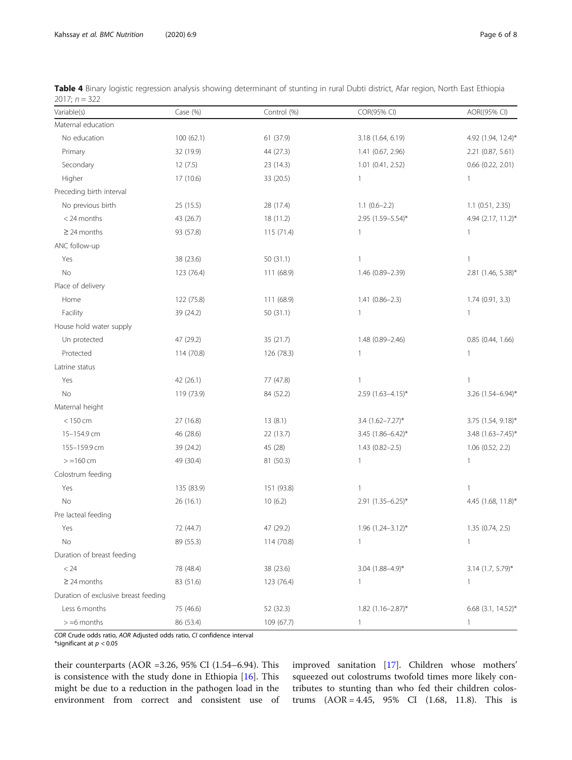**Table 4** Binary logistic regression analysis showing determinant of stunting in rural Dubti district, Afar region, North East Ethiopia 2017; $n = 322$

| Variable(s) | Case (%) | Control (%) | COR(95% CI) | AOR((95% CI) |
|---|---|---|---|---|
| Maternal education | | | | |
| No education | 100 (62.1) | 61 (37.9) | 3.18 (1.64, 6.19) | 4.92 (1.94, 12.4)* |
| Primary | 32 (19.9) | 44 (27.3) | 1.41 (0.67, 2.96) | 2.21 (0.87, 5.61) |
| Secondary | 12 (7.5) | 23 (14.3) | 1.01 (0.41, 2.52) | 0.66 (0.22, 2.01) |
| Higher | 17 (10.6) | 33 (20.5) | 1 | 1 |
| Preceding birth interval | | | | |
| No previous birth | 25 (15.5) | 28 (17.4) | 1.1 (0.6–2.2) | 1.1 (0.51, 2.35) |
| < 24 months | 43 (26.7) | 18 (11.2) | 2.95 (1.59–5.54)* | 4.94 (2.17, 11.2)* |
| ≥ 24 months | 93 (57.8) | 115 (71.4) | 1 | 1 |
| ANC follow-up | | | | |
| Yes | 38 (23.6) | 50 (31.1) | 1 | 1 |
| No | 123 (76.4) | 111 (68.9) | 1.46 (0.89–2.39) | 2.81 (1.46, 5.38)* |
| Place of delivery | | | | |
| Home | 122 (75.8) | 111 (68.9) | 1.41 (0.86–2.3) | 1.74 (0.91, 3.3) |
| Facility | 39 (24.2) | 50 (31.1) | 1 | 1 |
| House hold water supply | | | | |
| Un protected | 47 (29.2) | 35 (21.7) | 1.48 (0.89–2.46) | 0.85 (0.44, 1.66) |
| Protected | 114 (70.8) | 126 (78.3) | 1 | 1 |
| Latrine status | | | | |
| Yes | 42 (26.1) | 77 (47.8) | 1 | 1 |
| No | 119 (73.9) | 84 (52.2) | 2.59 (1.63–4.15)* | 3.26 (1.54–6.94)* |
| Maternal height | | | | |
| < 150 cm | 27 (16.8) | 13 (8.1) | 3.4 (1.62–7.27)* | 3.75 (1.54, 9.18)* |
| 15–154.9 cm | 46 (28.6) | 22 (13.7) | 3.45 (1.86–6.42)* | 3.48 (1.63–7.45)* |
| 155–159.9 cm | 39 (24.2) | 45 (28) | 1.43 (0.82–2.5) | 1.06 (0.52, 2.2) |
| > =160 cm | 49 (30.4) | 81 (50.3) | 1 | 1 |
| Colostrum feeding | | | | |
| Yes | 135 (83.9) | 151 (93.8) | 1 | 1 |
| No | 26 (16.1) | 10 (6.2) | 2.91 (1.35–6.25)* | 4.45 (1.68, 11.8)* |
| Pre lacteal feeding | | | | |
| Yes | 72 (44.7) | 47 (29.2) | 1.96 (1.24–3.12)* | 1.35 (0.74, 2.5) |
| No | 89 (55.3) | 114 (70.8) | 1 | 1 |
| Duration of breast feeding | | | | |
| < 24 | 78 (48.4) | 38 (23.6) | 3.04 (1.88–4.9)* | 3.14 (1.7, 5.79)* |
| ≥ 24 months | 83 (51.6) | 123 (76.4) | 1 | 1 |
| Duration of exclusive breast feeding | | | | |
| Less 6 months | 75 (46.6) | 52 (32.3) | 1.82 (1.16–2.87)* | 6.68 (3.1, 14.52)* |
| > =6 months | 86 (53.4) | 109 (67.7) | 1 | 1 |

*COR* Crude odds ratio, *AOR* Adjusted odds ratio, *CI* confidence interval
*significant at $p < 0.05$

their counterparts (AOR =3.26, 95% CI (1.54–6.94). This is consistence with the study done in Ethiopia [16]. This might be due to a reduction in the pathogen load in the environment from correct and consistent use of improved sanitation [17]. Children whose mothers' squeezed out colostrums twofold times more likely contributes to stunting than who fed their children colostrums (AOR = 4.45, 95% CI (1.68, 11.8). This is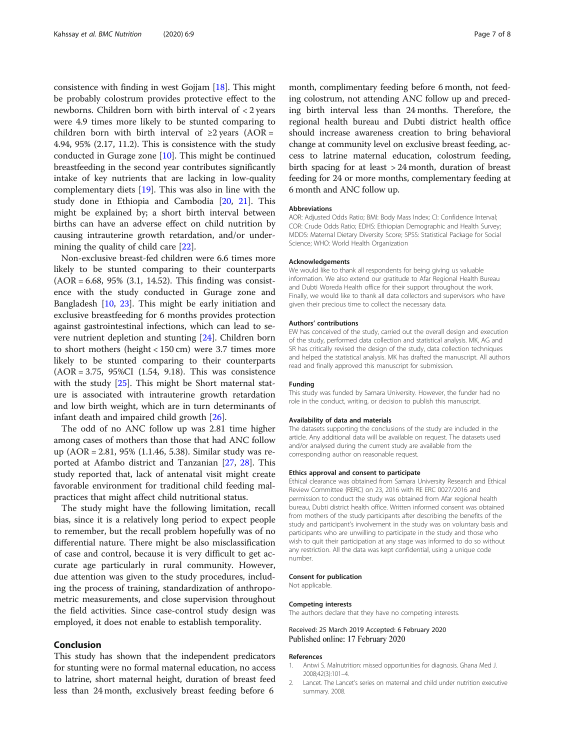consistence with finding in west Gojjam [18]. This might be probably colostrum provides protective effect to the newborns. Children born with birth interval of < 2 years were 4.9 times more likely to be stunted comparing to children born with birth interval of ≥2 years (AOR = 4.94, 95% (2.17, 11.2). This is consistence with the study conducted in Gurage zone [10]. This might be continued breastfeeding in the second year contributes significantly intake of key nutrients that are lacking in low-quality complementary diets [19]. This was also in line with the study done in Ethiopia and Cambodia [20, 21]. This might be explained by; a short birth interval between births can have an adverse effect on child nutrition by causing intrauterine growth retardation, and/or undermining the quality of child care [22].

Non-exclusive breast-fed children were 6.6 times more likely to be stunted comparing to their counterparts (AOR = 6.68, 95% (3.1, 14.52). This finding was consistence with the study conducted in Gurage zone and Bangladesh [10, 23]. This might be early initiation and exclusive breastfeeding for 6 months provides protection against gastrointestinal infections, which can lead to severe nutrient depletion and stunting [24]. Children born to short mothers (height < 150 cm) were 3.7 times more likely to be stunted comparing to their counterparts (AOR = 3.75, 95%CI (1.54, 9.18). This was consistence with the study [25]. This might be Short maternal stature is associated with intrauterine growth retardation and low birth weight, which are in turn determinants of infant death and impaired child growth [26].

The odd of no ANC follow up was 2.81 time higher among cases of mothers than those that had ANC follow up (AOR = 2.81, 95% (1.1.46, 5.38). Similar study was reported at Afambo district and Tanzanian [27, 28]. This study reported that, lack of antenatal visit might create favorable environment for traditional child feeding malpractices that might affect child nutritional status.

The study might have the following limitation, recall bias, since it is a relatively long period to expect people to remember, but the recall problem hopefully was of no differential nature. There might be also misclassification of case and control, because it is very difficult to get accurate age particularly in rural community. However, due attention was given to the study procedures, including the process of training, standardization of anthropometric measurements, and close supervision throughout the field activities. Since case-control study design was employed, it does not enable to establish temporality.

## Conclusion

This study has shown that the independent predicators for stunting were no formal maternal education, no access to latrine, short maternal height, duration of breast feed less than 24 month, exclusively breast feeding before 6 month, complimentary feeding before 6 month, not feeding colostrum, not attending ANC follow up and preceding birth interval less than 24 months. Therefore, the regional health bureau and Dubti district health office should increase awareness creation to bring behavioral change at community level on exclusive breast feeding, access to latrine maternal education, colostrum feeding, birth spacing for at least > 24 month, duration of breast feeding for 24 or more months, complementary feeding at 6 month and ANC follow up.

### Abbreviations

AOR: Adjusted Odds Ratio; BMI: Body Mass Index; CI: Confidence Interval; COR: Crude Odds Ratio; EDHS: Ethiopian Demographic and Health Survey; MDDS: Maternal Dietary Diversity Score; SPSS: Statistical Package for Social Science; WHO: World Health Organization

### Acknowledgements

We would like to thank all respondents for being giving us valuable information. We also extend our gratitude to Afar Regional Health Bureau and Dubti Woreda Health office for their support throughout the work. Finally, we would like to thank all data collectors and supervisors who have given their precious time to collect the necessary data.

### Authors' contributions

EW has conceived of the study, carried out the overall design and execution of the study, performed data collection and statistical analysis. MK, AG and SR has critically revised the design of the study, data collection techniques and helped the statistical analysis. MK has drafted the manuscript. All authors read and finally approved this manuscript for submission.

### Funding

This study was funded by Samara University. However, the funder had no role in the conduct, writing, or decision to publish this manuscript.

### Availability of data and materials

The datasets supporting the conclusions of the study are included in the article. Any additional data will be available on request. The datasets used and/or analysed during the current study are available from the corresponding author on reasonable request.

### Ethics approval and consent to participate

Ethical clearance was obtained from Samara University Research and Ethical Review Committee (RERC) on 23, 2016 with RE ERC 0027/2016 and permission to conduct the study was obtained from Afar regional health bureau, Dubti district health office. Written informed consent was obtained from mothers of the study participants after describing the benefits of the study and participant's involvement in the study was on voluntary basis and participants who are unwilling to participate in the study and those who wish to quit their participation at any stage was informed to do so without any restriction. All the data was kept confidential, using a unique code number.

### Consent for publication

Not applicable.

### Competing interests

The authors declare that they have no competing interests.

Received: 25 March 2019 Accepted: 6 February 2020
Published online: 17 February 2020

### References

1. Antwi S. Malnutrition: missed opportunities for diagnosis. Ghana Med J. 2008;42(3):101–4.
2. Lancet. The Lancet's series on maternal and child under nutrition executive summary. 2008.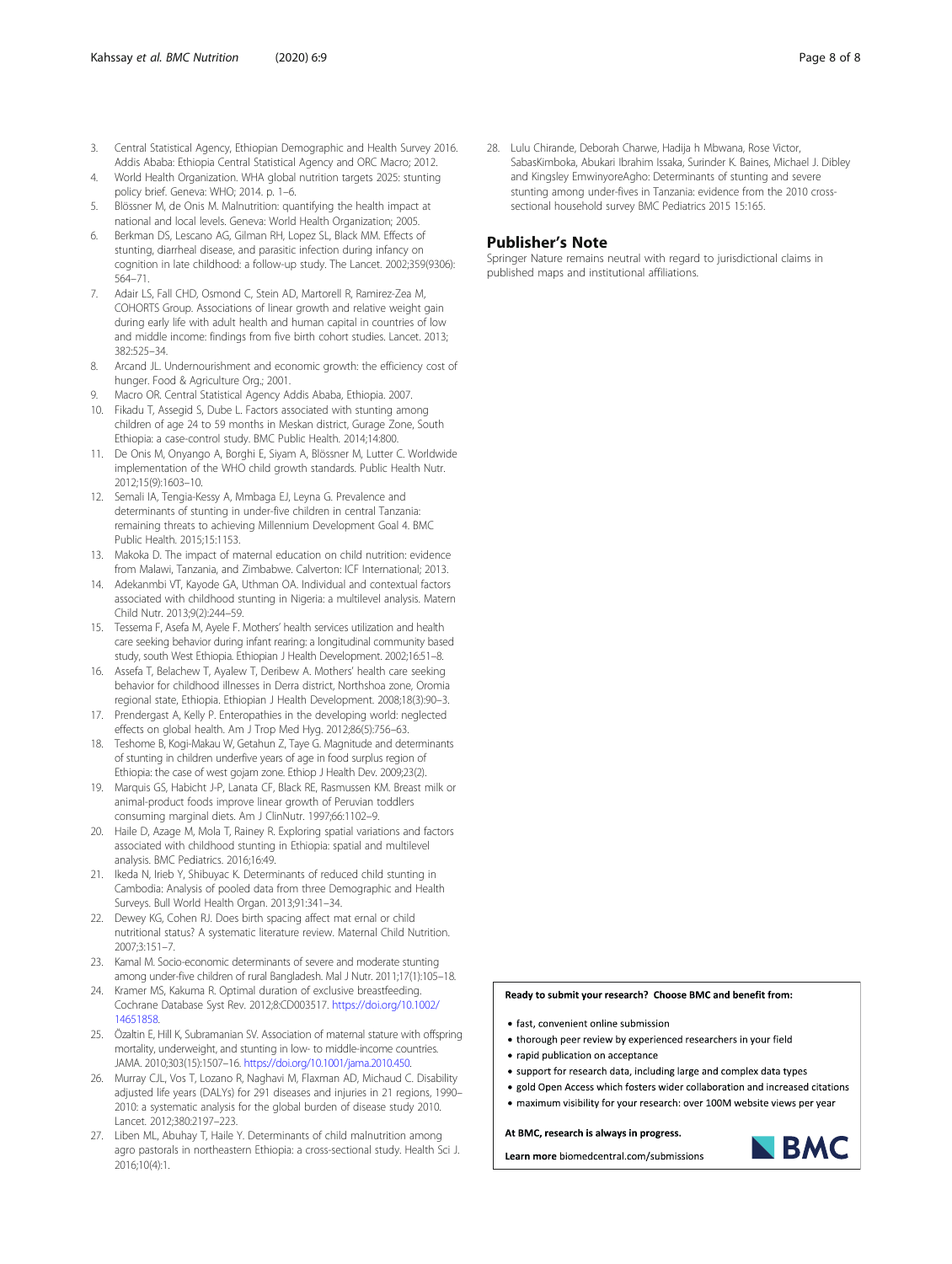3. Central Statistical Agency, Ethiopian Demographic and Health Survey 2016. Addis Ababa: Ethiopia Central Statistical Agency and ORC Macro; 2012.
4. World Health Organization. WHA global nutrition targets 2025: stunting policy brief. Geneva: WHO; 2014. p. 1–6.
5. Blössner M, de Onis M. Malnutrition: quantifying the health impact at national and local levels. Geneva: World Health Organization; 2005.
6. Berkman DS, Lescano AG, Gilman RH, Lopez SL, Black MM. Effects of stunting, diarrheal disease, and parasitic infection during infancy on cognition in late childhood: a follow-up study. The Lancet. 2002;359(9306):564–71.
7. Adair LS, Fall CHD, Osmond C, Stein AD, Martorell R, Ramirez-Zea M, COHORTS Group. Associations of linear growth and relative weight gain during early life with adult health and human capital in countries of low and middle income: findings from five birth cohort studies. Lancet. 2013;382:525–34.
8. Arcand JL. Undernourishment and economic growth: the efficiency cost of hunger. Food & Agriculture Org.; 2001.
9. Macro OR. Central Statistical Agency Addis Ababa, Ethiopia. 2007.
10. Fikadu T, Assegid S, Dube L. Factors associated with stunting among children of age 24 to 59 months in Meskan district, Gurage Zone, South Ethiopia: a case-control study. BMC Public Health. 2014;14:800.
11. De Onis M, Onyango A, Borghi E, Siyam A, Blössner M, Lutter C. Worldwide implementation of the WHO child growth standards. Public Health Nutr. 2012;15(9):1603–10.
12. Semali IA, Tengia-Kessy A, Mmbaga EJ, Leyna G. Prevalence and determinants of stunting in under-five children in central Tanzania: remaining threats to achieving Millennium Development Goal 4. BMC Public Health. 2015;15:1153.
13. Makoka D. The impact of maternal education on child nutrition: evidence from Malawi, Tanzania, and Zimbabwe. Calverton: ICF International; 2013.
14. Adekanmbi VT, Kayode GA, Uthman OA. Individual and contextual factors associated with childhood stunting in Nigeria: a multilevel analysis. Matern Child Nutr. 2013;9(2):244–59.
15. Tessema F, Asefa M, Ayele F. Mothers' health services utilization and health care seeking behavior during infant rearing: a longitudinal community based study, south West Ethiopia. Ethiopian J Health Development. 2002;16:51–8.
16. Assefa T, Belachew T, Ayalew T, Deribew A. Mothers' health care seeking behavior for childhood illnesses in Derra district, Northshoa zone, Oromia regional state, Ethiopia. Ethiopian J Health Development. 2008;18(3):90–3.
17. Prendergast A, Kelly P. Enteropathies in the developing world: neglected effects on global health. Am J Trop Med Hyg. 2012;86(5):756–63.
18. Teshome B, Kogi-Makau W, Getahun Z, Taye G. Magnitude and determinants of stunting in children underfive years of age in food surplus region of Ethiopia: the case of west gojam zone. Ethiop J Health Dev. 2009;23(2).
19. Marquis GS, Habicht J-P, Lanata CF, Black RE, Rasmussen KM. Breast milk or animal-product foods improve linear growth of Peruvian toddlers consuming marginal diets. Am J ClinNutr. 1997;66:1102–9.
20. Haile D, Azage M, Mola T, Rainey R. Exploring spatial variations and factors associated with childhood stunting in Ethiopia: spatial and multilevel analysis. BMC Pediatrics. 2016;16:49.
21. Ikeda N, Irieb Y, Shibuyac K. Determinants of reduced child stunting in Cambodia: Analysis of pooled data from three Demographic and Health Surveys. Bull World Health Organ. 2013;91:341–34.
22. Dewey KG, Cohen RJ. Does birth spacing affect mat ernal or child nutritional status? A systematic literature review. Maternal Child Nutrition. 2007;3:151–7.
23. Kamal M. Socio-economic determinants of severe and moderate stunting among under-five children of rural Bangladesh. Mal J Nutr. 2011;17(1):105–18.
24. Kramer MS, Kakuma R. Optimal duration of exclusive breastfeeding. Cochrane Database Syst Rev. 2012;8:CD003517. https://doi.org/10.1002/14651858.
25. Özaltin E, Hill K, Subramanian SV. Association of maternal stature with offspring mortality, underweight, and stunting in low- to middle-income countries. JAMA. 2010;303(15):1507–16. https://doi.org/10.1001/jama.2010.450.
26. Murray CJL, Vos T, Lozano R, Naghavi M, Flaxman AD, Michaud C. Disability adjusted life years (DALYs) for 291 diseases and injuries in 21 regions, 1990–2010: a systematic analysis for the global burden of disease study 2010. Lancet. 2012;380:2197–223.
27. Liben ML, Abuhay T, Haile Y. Determinants of child malnutrition among agro pastorals in northeastern Ethiopia: a cross-sectional study. Health Sci J. 2016;10(4):1.
28. Lulu Chirande, Deborah Charwe, Hadija h Mbwana, Rose Victor, SabasKimboka, Abukari Ibrahim Issaka, Surinder K. Baines, Michael J. Dibley and Kingsley EmwinyoreAgho: Determinants of stunting and severe stunting among under-fives in Tanzania: evidence from the 2010 cross-sectional household survey BMC Pediatrics 2015 15:165.

## Publisher's Note

Springer Nature remains neutral with regard to jurisdictional claims in published maps and institutional affiliations.

**Ready to submit your research? Choose BMC and benefit from:**

- fast, convenient online submission
- thorough peer review by experienced researchers in your field
- rapid publication on acceptance
- support for research data, including large and complex data types
- gold Open Access which fosters wider collaboration and increased citations
- maximum visibility for your research: over 100M website views per year

**At BMC, research is always in progress.**

**Learn more** biomedcentral.com/submissions

BMC